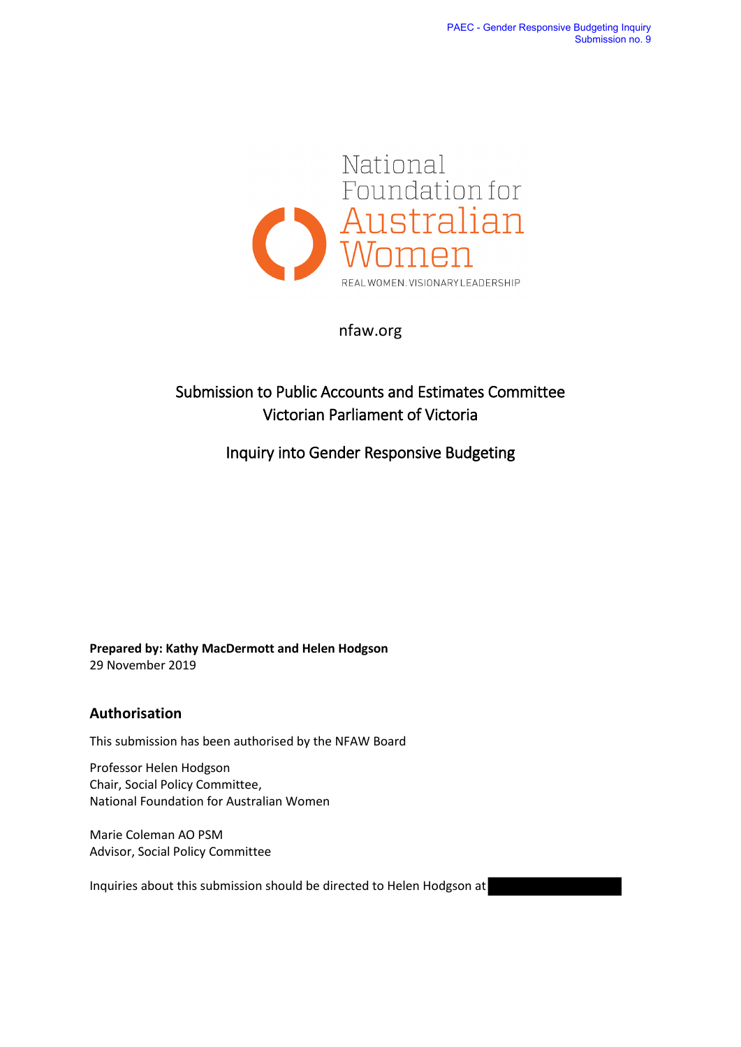National Foundation for Australian Women

REAL WOMEN. VISIONARY LEADERSHIP

nfaw.org

# Submission to Public Accounts and Estimates Committee
# Victorian Parliament of Victoria

## Inquiry into Gender Responsive Budgeting

**Prepared by: Kathy MacDermott and Helen Hodgson**
29 November 2019

## Authorisation

This submission has been authorised by the NFAW Board

Professor Helen Hodgson
Chair, Social Policy Committee,
National Foundation for Australian Women

Marie Coleman AO PSM
Advisor, Social Policy Committee

Inquiries about this submission should be directed to Helen Hodgson at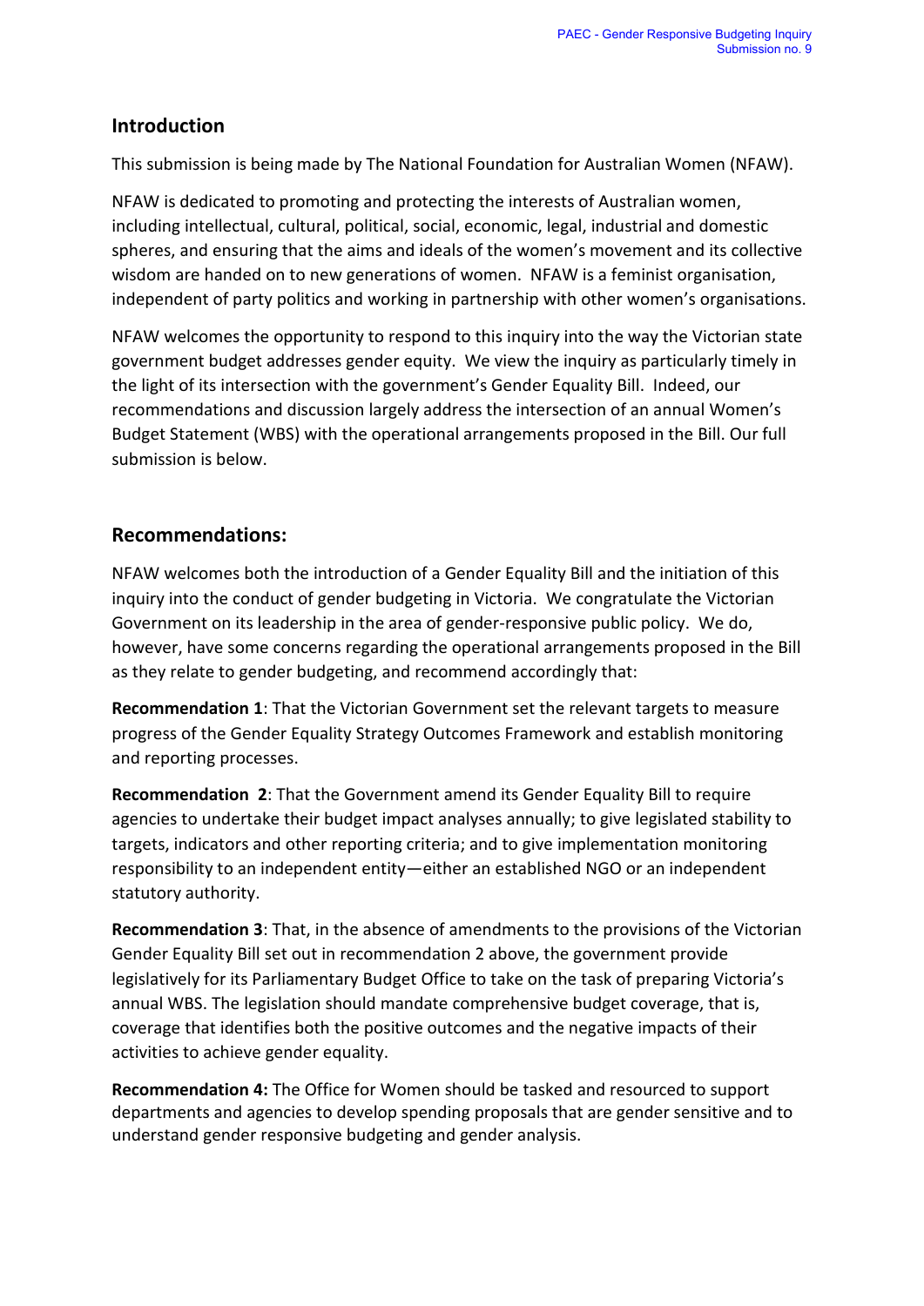## Introduction

This submission is being made by The National Foundation for Australian Women (NFAW).

NFAW is dedicated to promoting and protecting the interests of Australian women, including intellectual, cultural, political, social, economic, legal, industrial and domestic spheres, and ensuring that the aims and ideals of the women's movement and its collective wisdom are handed on to new generations of women. NFAW is a feminist organisation, independent of party politics and working in partnership with other women's organisations.

NFAW welcomes the opportunity to respond to this inquiry into the way the Victorian state government budget addresses gender equity. We view the inquiry as particularly timely in the light of its intersection with the government's Gender Equality Bill. Indeed, our recommendations and discussion largely address the intersection of an annual Women's Budget Statement (WBS) with the operational arrangements proposed in the Bill. Our full submission is below.

## Recommendations:

NFAW welcomes both the introduction of a Gender Equality Bill and the initiation of this inquiry into the conduct of gender budgeting in Victoria. We congratulate the Victorian Government on its leadership in the area of gender-responsive public policy. We do, however, have some concerns regarding the operational arrangements proposed in the Bill as they relate to gender budgeting, and recommend accordingly that:

**Recommendation 1**: That the Victorian Government set the relevant targets to measure progress of the Gender Equality Strategy Outcomes Framework and establish monitoring and reporting processes.

**Recommendation 2**: That the Government amend its Gender Equality Bill to require agencies to undertake their budget impact analyses annually; to give legislated stability to targets, indicators and other reporting criteria; and to give implementation monitoring responsibility to an independent entity—either an established NGO or an independent statutory authority.

**Recommendation 3**: That, in the absence of amendments to the provisions of the Victorian Gender Equality Bill set out in recommendation 2 above, the government provide legislatively for its Parliamentary Budget Office to take on the task of preparing Victoria's annual WBS. The legislation should mandate comprehensive budget coverage, that is, coverage that identifies both the positive outcomes and the negative impacts of their activities to achieve gender equality.

**Recommendation 4:** The Office for Women should be tasked and resourced to support departments and agencies to develop spending proposals that are gender sensitive and to understand gender responsive budgeting and gender analysis.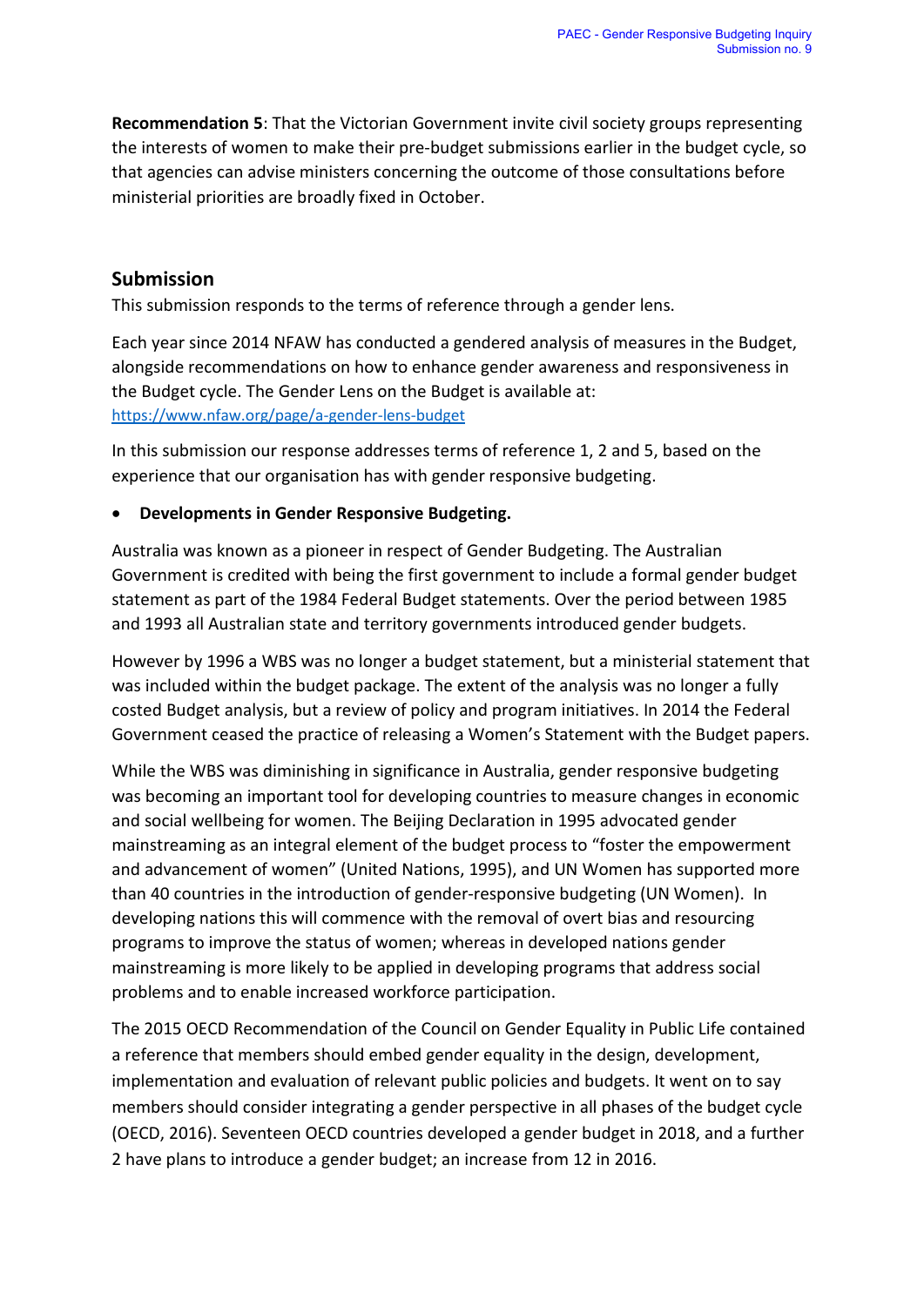**Recommendation 5**: That the Victorian Government invite civil society groups representing the interests of women to make their pre-budget submissions earlier in the budget cycle, so that agencies can advise ministers concerning the outcome of those consultations before ministerial priorities are broadly fixed in October.

## Submission

This submission responds to the terms of reference through a gender lens.

Each year since 2014 NFAW has conducted a gendered analysis of measures in the Budget, alongside recommendations on how to enhance gender awareness and responsiveness in the Budget cycle. The Gender Lens on the Budget is available at: https://www.nfaw.org/page/a-gender-lens-budget

In this submission our response addresses terms of reference 1, 2 and 5, based on the experience that our organisation has with gender responsive budgeting.

- **Developments in Gender Responsive Budgeting.**

Australia was known as a pioneer in respect of Gender Budgeting. The Australian Government is credited with being the first government to include a formal gender budget statement as part of the 1984 Federal Budget statements. Over the period between 1985 and 1993 all Australian state and territory governments introduced gender budgets.

However by 1996 a WBS was no longer a budget statement, but a ministerial statement that was included within the budget package. The extent of the analysis was no longer a fully costed Budget analysis, but a review of policy and program initiatives. In 2014 the Federal Government ceased the practice of releasing a Women's Statement with the Budget papers.

While the WBS was diminishing in significance in Australia, gender responsive budgeting was becoming an important tool for developing countries to measure changes in economic and social wellbeing for women. The Beijing Declaration in 1995 advocated gender mainstreaming as an integral element of the budget process to "foster the empowerment and advancement of women" (United Nations, 1995), and UN Women has supported more than 40 countries in the introduction of gender-responsive budgeting (UN Women). In developing nations this will commence with the removal of overt bias and resourcing programs to improve the status of women; whereas in developed nations gender mainstreaming is more likely to be applied in developing programs that address social problems and to enable increased workforce participation.

The 2015 OECD Recommendation of the Council on Gender Equality in Public Life contained a reference that members should embed gender equality in the design, development, implementation and evaluation of relevant public policies and budgets. It went on to say members should consider integrating a gender perspective in all phases of the budget cycle (OECD, 2016). Seventeen OECD countries developed a gender budget in 2018, and a further 2 have plans to introduce a gender budget; an increase from 12 in 2016.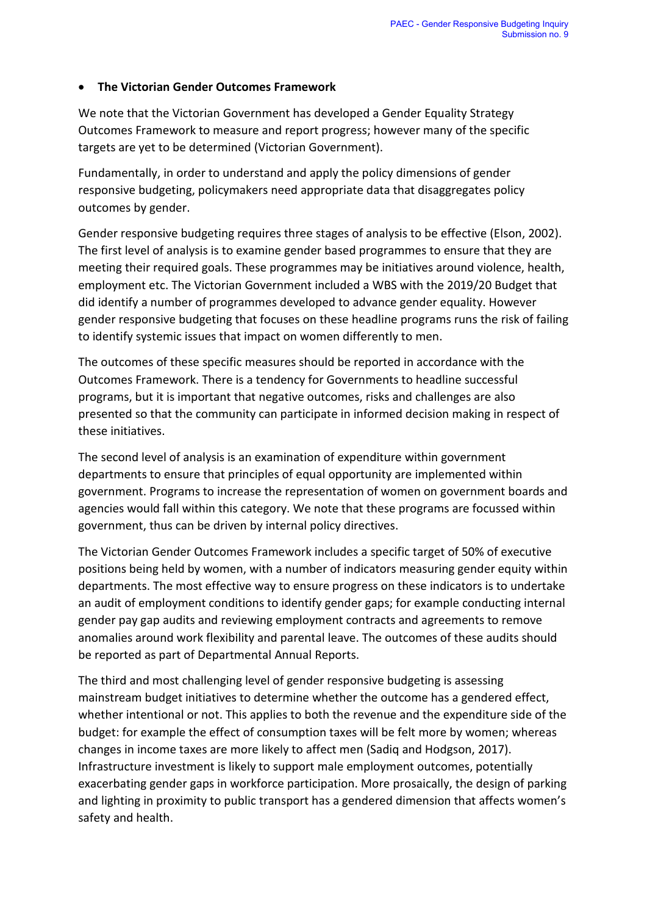- **The Victorian Gender Outcomes Framework**

We note that the Victorian Government has developed a Gender Equality Strategy Outcomes Framework to measure and report progress; however many of the specific targets are yet to be determined (Victorian Government).

Fundamentally, in order to understand and apply the policy dimensions of gender responsive budgeting, policymakers need appropriate data that disaggregates policy outcomes by gender.

Gender responsive budgeting requires three stages of analysis to be effective (Elson, 2002). The first level of analysis is to examine gender based programmes to ensure that they are meeting their required goals. These programmes may be initiatives around violence, health, employment etc. The Victorian Government included a WBS with the 2019/20 Budget that did identify a number of programmes developed to advance gender equality. However gender responsive budgeting that focuses on these headline programs runs the risk of failing to identify systemic issues that impact on women differently to men.

The outcomes of these specific measures should be reported in accordance with the Outcomes Framework. There is a tendency for Governments to headline successful programs, but it is important that negative outcomes, risks and challenges are also presented so that the community can participate in informed decision making in respect of these initiatives.

The second level of analysis is an examination of expenditure within government departments to ensure that principles of equal opportunity are implemented within government. Programs to increase the representation of women on government boards and agencies would fall within this category. We note that these programs are focussed within government, thus can be driven by internal policy directives.

The Victorian Gender Outcomes Framework includes a specific target of 50% of executive positions being held by women, with a number of indicators measuring gender equity within departments. The most effective way to ensure progress on these indicators is to undertake an audit of employment conditions to identify gender gaps; for example conducting internal gender pay gap audits and reviewing employment contracts and agreements to remove anomalies around work flexibility and parental leave. The outcomes of these audits should be reported as part of Departmental Annual Reports.

The third and most challenging level of gender responsive budgeting is assessing mainstream budget initiatives to determine whether the outcome has a gendered effect, whether intentional or not. This applies to both the revenue and the expenditure side of the budget: for example the effect of consumption taxes will be felt more by women; whereas changes in income taxes are more likely to affect men (Sadiq and Hodgson, 2017). Infrastructure investment is likely to support male employment outcomes, potentially exacerbating gender gaps in workforce participation. More prosaically, the design of parking and lighting in proximity to public transport has a gendered dimension that affects women's safety and health.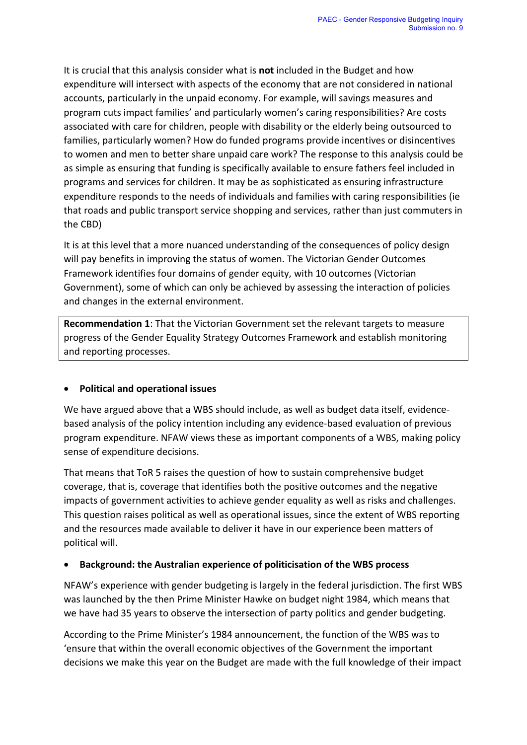It is crucial that this analysis consider what is **not** included in the Budget and how expenditure will intersect with aspects of the economy that are not considered in national accounts, particularly in the unpaid economy. For example, will savings measures and program cuts impact families' and particularly women's caring responsibilities? Are costs associated with care for children, people with disability or the elderly being outsourced to families, particularly women? How do funded programs provide incentives or disincentives to women and men to better share unpaid care work? The response to this analysis could be as simple as ensuring that funding is specifically available to ensure fathers feel included in programs and services for children. It may be as sophisticated as ensuring infrastructure expenditure responds to the needs of individuals and families with caring responsibilities (ie that roads and public transport service shopping and services, rather than just commuters in the CBD)

It is at this level that a more nuanced understanding of the consequences of policy design will pay benefits in improving the status of women. The Victorian Gender Outcomes Framework identifies four domains of gender equity, with 10 outcomes (Victorian Government), some of which can only be achieved by assessing the interaction of policies and changes in the external environment.

> **Recommendation 1**: That the Victorian Government set the relevant targets to measure progress of the Gender Equality Strategy Outcomes Framework and establish monitoring and reporting processes.

- **Political and operational issues**

We have argued above that a WBS should include, as well as budget data itself, evidence-based analysis of the policy intention including any evidence-based evaluation of previous program expenditure. NFAW views these as important components of a WBS, making policy sense of expenditure decisions.

That means that ToR 5 raises the question of how to sustain comprehensive budget coverage, that is, coverage that identifies both the positive outcomes and the negative impacts of government activities to achieve gender equality as well as risks and challenges. This question raises political as well as operational issues, since the extent of WBS reporting and the resources made available to deliver it have in our experience been matters of political will.

- **Background: the Australian experience of politicisation of the WBS process**

NFAW's experience with gender budgeting is largely in the federal jurisdiction. The first WBS was launched by the then Prime Minister Hawke on budget night 1984, which means that we have had 35 years to observe the intersection of party politics and gender budgeting.

According to the Prime Minister's 1984 announcement, the function of the WBS was to 'ensure that within the overall economic objectives of the Government the important decisions we make this year on the Budget are made with the full knowledge of their impact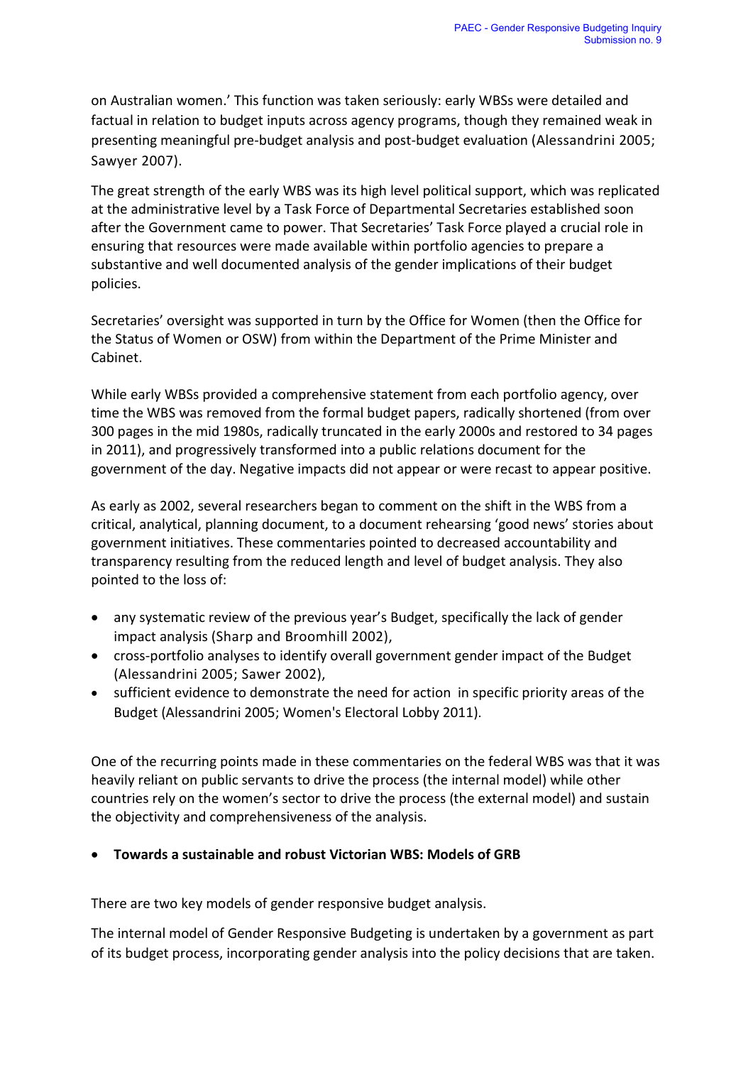on Australian women.' This function was taken seriously: early WBSs were detailed and factual in relation to budget inputs across agency programs, though they remained weak in presenting meaningful pre-budget analysis and post-budget evaluation (Alessandrini 2005; Sawyer 2007).

The great strength of the early WBS was its high level political support, which was replicated at the administrative level by a Task Force of Departmental Secretaries established soon after the Government came to power. That Secretaries' Task Force played a crucial role in ensuring that resources were made available within portfolio agencies to prepare a substantive and well documented analysis of the gender implications of their budget policies.

Secretaries' oversight was supported in turn by the Office for Women (then the Office for the Status of Women or OSW) from within the Department of the Prime Minister and Cabinet.

While early WBSs provided a comprehensive statement from each portfolio agency, over time the WBS was removed from the formal budget papers, radically shortened (from over 300 pages in the mid 1980s, radically truncated in the early 2000s and restored to 34 pages in 2011), and progressively transformed into a public relations document for the government of the day. Negative impacts did not appear or were recast to appear positive.

As early as 2002, several researchers began to comment on the shift in the WBS from a critical, analytical, planning document, to a document rehearsing 'good news' stories about government initiatives. These commentaries pointed to decreased accountability and transparency resulting from the reduced length and level of budget analysis. They also pointed to the loss of:

- any systematic review of the previous year's Budget, specifically the lack of gender impact analysis (Sharp and Broomhill 2002),
- cross-portfolio analyses to identify overall government gender impact of the Budget (Alessandrini 2005; Sawer 2002),
- sufficient evidence to demonstrate the need for action in specific priority areas of the Budget (Alessandrini 2005; Women's Electoral Lobby 2011).

One of the recurring points made in these commentaries on the federal WBS was that it was heavily reliant on public servants to drive the process (the internal model) while other countries rely on the women's sector to drive the process (the external model) and sustain the objectivity and comprehensiveness of the analysis.

- **Towards a sustainable and robust Victorian WBS: Models of GRB**

There are two key models of gender responsive budget analysis.

The internal model of Gender Responsive Budgeting is undertaken by a government as part of its budget process, incorporating gender analysis into the policy decisions that are taken.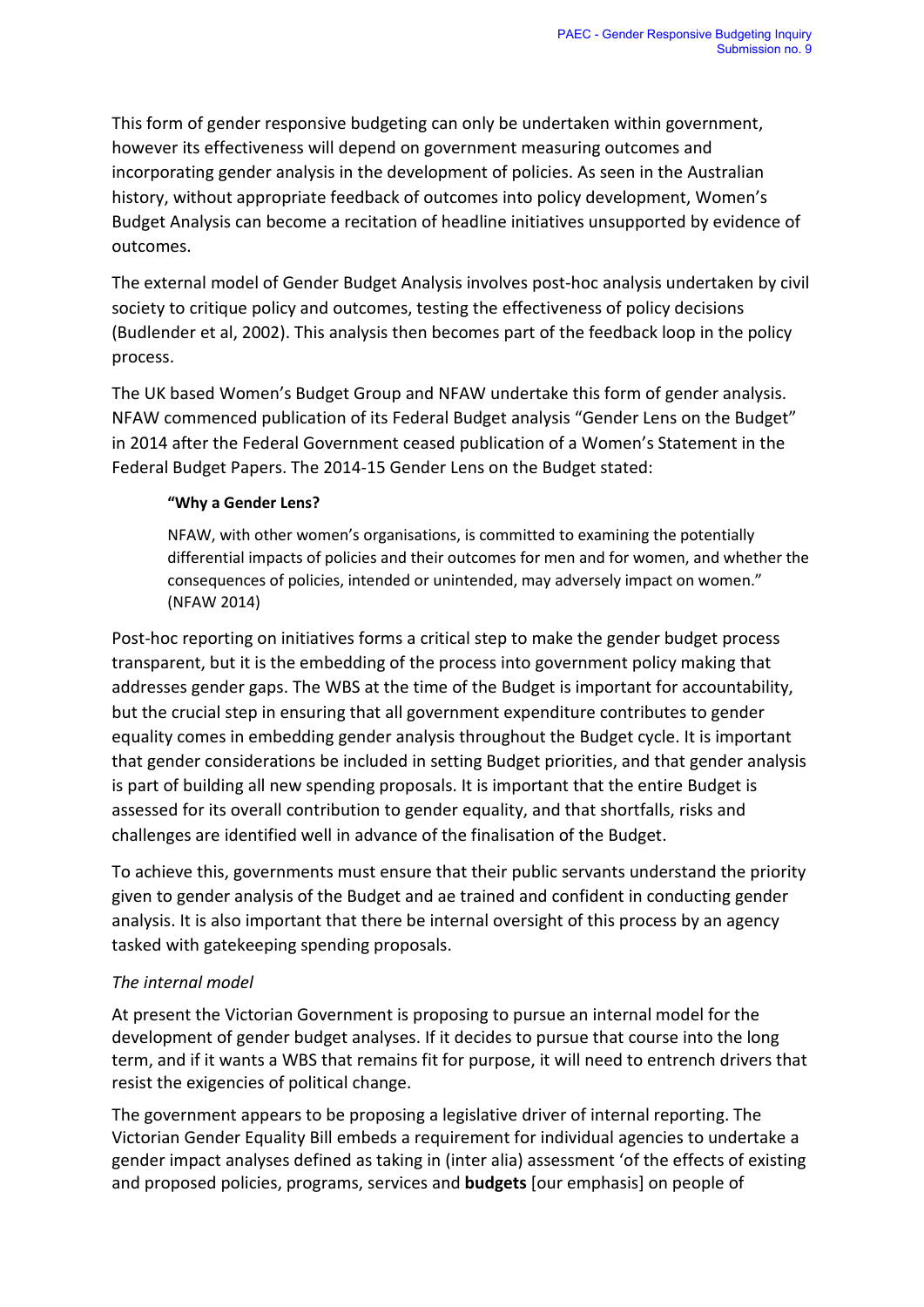This form of gender responsive budgeting can only be undertaken within government, however its effectiveness will depend on government measuring outcomes and incorporating gender analysis in the development of policies. As seen in the Australian history, without appropriate feedback of outcomes into policy development, Women's Budget Analysis can become a recitation of headline initiatives unsupported by evidence of outcomes.

The external model of Gender Budget Analysis involves post-hoc analysis undertaken by civil society to critique policy and outcomes, testing the effectiveness of policy decisions (Budlender et al, 2002). This analysis then becomes part of the feedback loop in the policy process.

The UK based Women's Budget Group and NFAW undertake this form of gender analysis. NFAW commenced publication of its Federal Budget analysis "Gender Lens on the Budget" in 2014 after the Federal Government ceased publication of a Women's Statement in the Federal Budget Papers. The 2014-15 Gender Lens on the Budget stated:

> **"Why a Gender Lens?**
>
> NFAW, with other women's organisations, is committed to examining the potentially differential impacts of policies and their outcomes for men and for women, and whether the consequences of policies, intended or unintended, may adversely impact on women." (NFAW 2014)

Post-hoc reporting on initiatives forms a critical step to make the gender budget process transparent, but it is the embedding of the process into government policy making that addresses gender gaps. The WBS at the time of the Budget is important for accountability, but the crucial step in ensuring that all government expenditure contributes to gender equality comes in embedding gender analysis throughout the Budget cycle. It is important that gender considerations be included in setting Budget priorities, and that gender analysis is part of building all new spending proposals. It is important that the entire Budget is assessed for its overall contribution to gender equality, and that shortfalls, risks and challenges are identified well in advance of the finalisation of the Budget.

To achieve this, governments must ensure that their public servants understand the priority given to gender analysis of the Budget and ae trained and confident in conducting gender analysis. It is also important that there be internal oversight of this process by an agency tasked with gatekeeping spending proposals.

*The internal model*

At present the Victorian Government is proposing to pursue an internal model for the development of gender budget analyses. If it decides to pursue that course into the long term, and if it wants a WBS that remains fit for purpose, it will need to entrench drivers that resist the exigencies of political change.

The government appears to be proposing a legislative driver of internal reporting. The Victorian Gender Equality Bill embeds a requirement for individual agencies to undertake a gender impact analyses defined as taking in (inter alia) assessment 'of the effects of existing and proposed policies, programs, services and **budgets** [our emphasis] on people of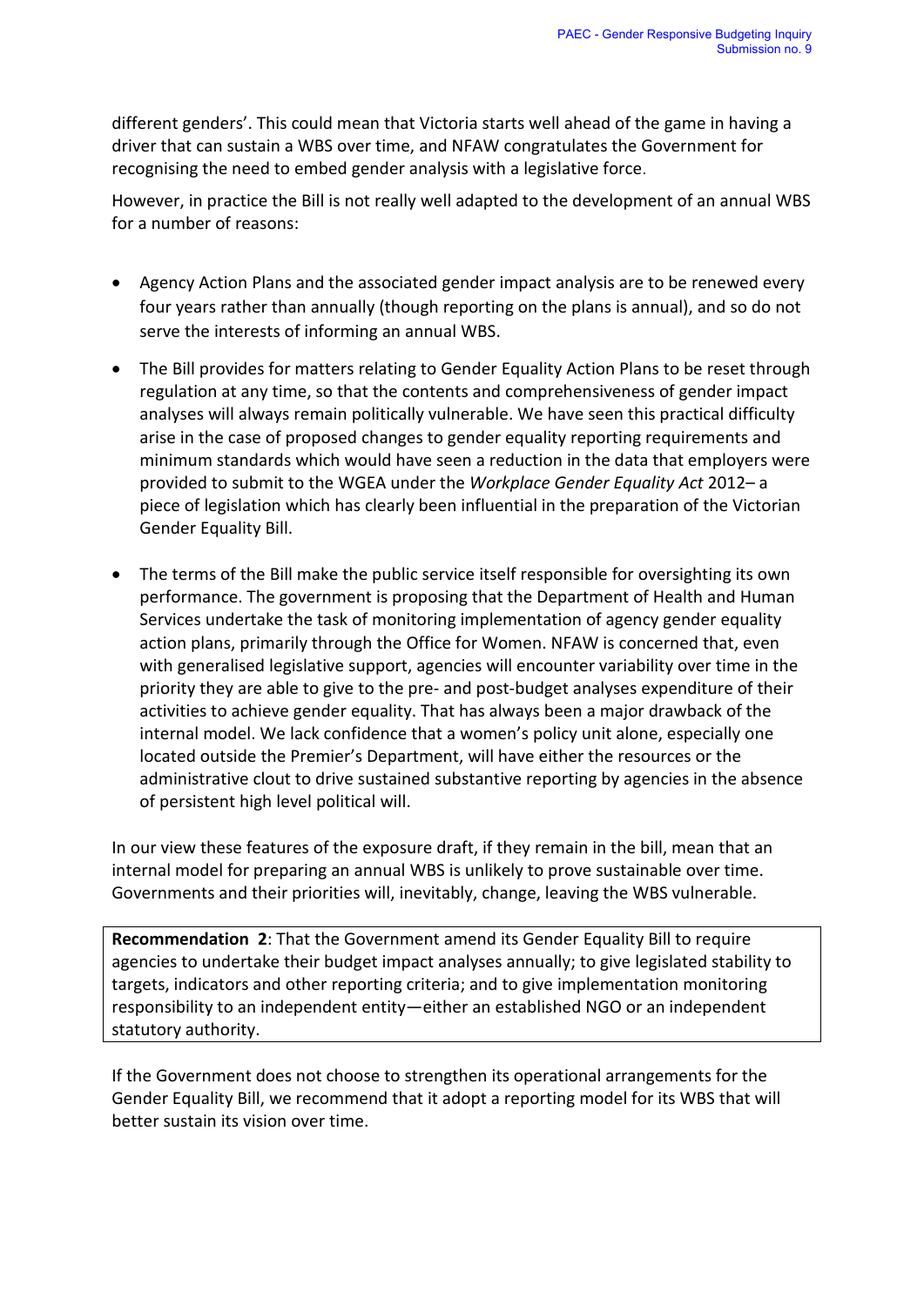different genders'. This could mean that Victoria starts well ahead of the game in having a driver that can sustain a WBS over time, and NFAW congratulates the Government for recognising the need to embed gender analysis with a legislative force.

However, in practice the Bill is not really well adapted to the development of an annual WBS for a number of reasons:

- Agency Action Plans and the associated gender impact analysis are to be renewed every four years rather than annually (though reporting on the plans is annual), and so do not serve the interests of informing an annual WBS.
- The Bill provides for matters relating to Gender Equality Action Plans to be reset through regulation at any time, so that the contents and comprehensiveness of gender impact analyses will always remain politically vulnerable. We have seen this practical difficulty arise in the case of proposed changes to gender equality reporting requirements and minimum standards which would have seen a reduction in the data that employers were provided to submit to the WGEA under the *Workplace Gender Equality Act* 2012– a piece of legislation which has clearly been influential in the preparation of the Victorian Gender Equality Bill.
- The terms of the Bill make the public service itself responsible for oversighting its own performance. The government is proposing that the Department of Health and Human Services undertake the task of monitoring implementation of agency gender equality action plans, primarily through the Office for Women. NFAW is concerned that, even with generalised legislative support, agencies will encounter variability over time in the priority they are able to give to the pre- and post-budget analyses expenditure of their activities to achieve gender equality. That has always been a major drawback of the internal model. We lack confidence that a women's policy unit alone, especially one located outside the Premier's Department, will have either the resources or the administrative clout to drive sustained substantive reporting by agencies in the absence of persistent high level political will.

In our view these features of the exposure draft, if they remain in the bill, mean that an internal model for preparing an annual WBS is unlikely to prove sustainable over time. Governments and their priorities will, inevitably, change, leaving the WBS vulnerable.

> **Recommendation 2**: That the Government amend its Gender Equality Bill to require agencies to undertake their budget impact analyses annually; to give legislated stability to targets, indicators and other reporting criteria; and to give implementation monitoring responsibility to an independent entity—either an established NGO or an independent statutory authority.

If the Government does not choose to strengthen its operational arrangements for the Gender Equality Bill, we recommend that it adopt a reporting model for its WBS that will better sustain its vision over time.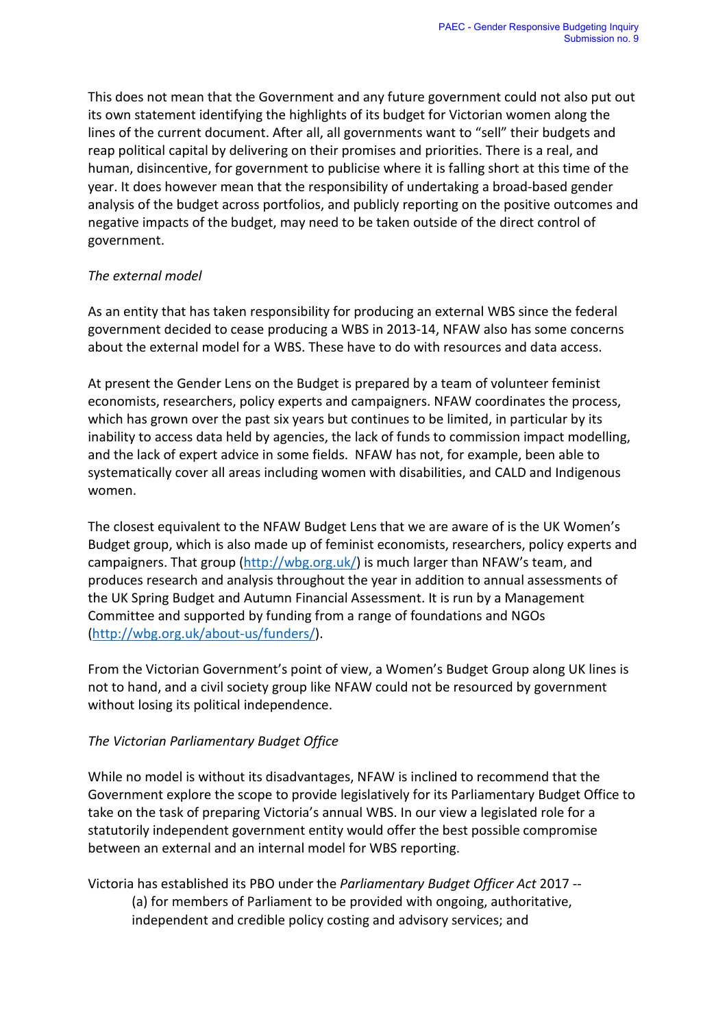This does not mean that the Government and any future government could not also put out its own statement identifying the highlights of its budget for Victorian women along the lines of the current document. After all, all governments want to "sell" their budgets and reap political capital by delivering on their promises and priorities. There is a real, and human, disincentive, for government to publicise where it is falling short at this time of the year. It does however mean that the responsibility of undertaking a broad-based gender analysis of the budget across portfolios, and publicly reporting on the positive outcomes and negative impacts of the budget, may need to be taken outside of the direct control of government.

*The external model*

As an entity that has taken responsibility for producing an external WBS since the federal government decided to cease producing a WBS in 2013-14, NFAW also has some concerns about the external model for a WBS. These have to do with resources and data access.

At present the Gender Lens on the Budget is prepared by a team of volunteer feminist economists, researchers, policy experts and campaigners. NFAW coordinates the process, which has grown over the past six years but continues to be limited, in particular by its inability to access data held by agencies, the lack of funds to commission impact modelling, and the lack of expert advice in some fields. NFAW has not, for example, been able to systematically cover all areas including women with disabilities, and CALD and Indigenous women.

The closest equivalent to the NFAW Budget Lens that we are aware of is the UK Women's Budget group, which is also made up of feminist economists, researchers, policy experts and campaigners. That group (http://wbg.org.uk/) is much larger than NFAW's team, and produces research and analysis throughout the year in addition to annual assessments of the UK Spring Budget and Autumn Financial Assessment. It is run by a Management Committee and supported by funding from a range of foundations and NGOs (http://wbg.org.uk/about-us/funders/).

From the Victorian Government's point of view, a Women's Budget Group along UK lines is not to hand, and a civil society group like NFAW could not be resourced by government without losing its political independence.

*The Victorian Parliamentary Budget Office*

While no model is without its disadvantages, NFAW is inclined to recommend that the Government explore the scope to provide legislatively for its Parliamentary Budget Office to take on the task of preparing Victoria's annual WBS. In our view a legislated role for a statutorily independent government entity would offer the best possible compromise between an external and an internal model for WBS reporting.

Victoria has established its PBO under the *Parliamentary Budget Officer Act* 2017 --

> (a) for members of Parliament to be provided with ongoing, authoritative, independent and credible policy costing and advisory services; and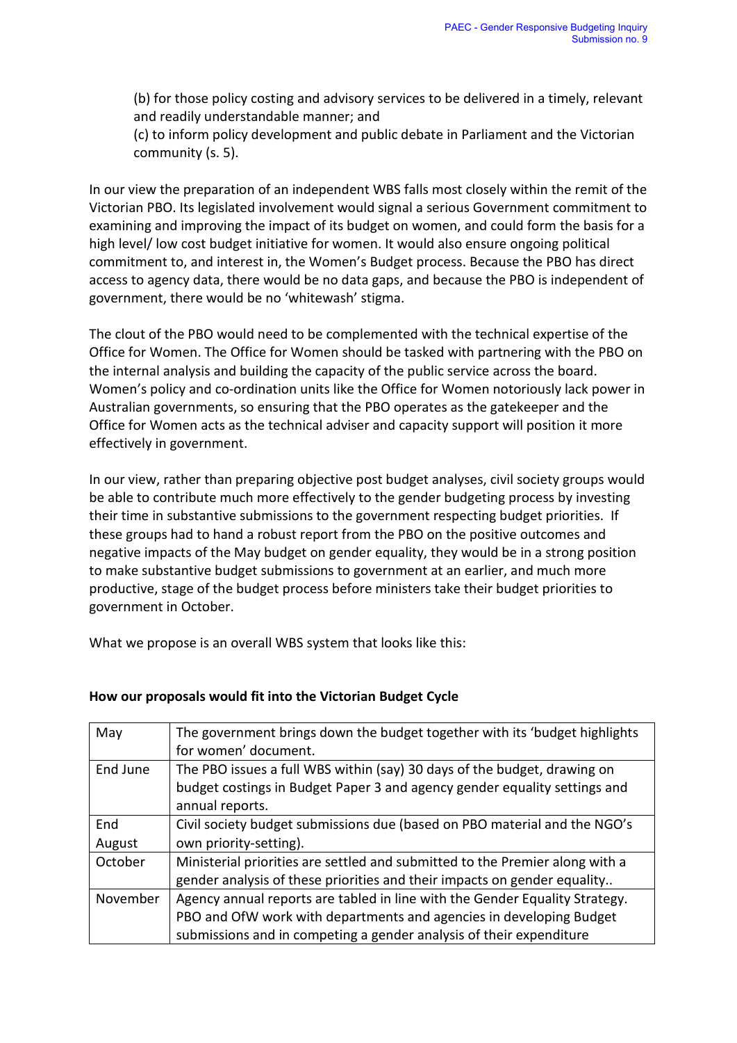(b) for those policy costing and advisory services to be delivered in a timely, relevant and readily understandable manner; and
(c) to inform policy development and public debate in Parliament and the Victorian community (s. 5).

In our view the preparation of an independent WBS falls most closely within the remit of the Victorian PBO. Its legislated involvement would signal a serious Government commitment to examining and improving the impact of its budget on women, and could form the basis for a high level/ low cost budget initiative for women. It would also ensure ongoing political commitment to, and interest in, the Women's Budget process. Because the PBO has direct access to agency data, there would be no data gaps, and because the PBO is independent of government, there would be no 'whitewash' stigma.

The clout of the PBO would need to be complemented with the technical expertise of the Office for Women. The Office for Women should be tasked with partnering with the PBO on the internal analysis and building the capacity of the public service across the board. Women's policy and co-ordination units like the Office for Women notoriously lack power in Australian governments, so ensuring that the PBO operates as the gatekeeper and the Office for Women acts as the technical adviser and capacity support will position it more effectively in government.

In our view, rather than preparing objective post budget analyses, civil society groups would be able to contribute much more effectively to the gender budgeting process by investing their time in substantive submissions to the government respecting budget priorities. If these groups had to hand a robust report from the PBO on the positive outcomes and negative impacts of the May budget on gender equality, they would be in a strong position to make substantive budget submissions to government at an earlier, and much more productive, stage of the budget process before ministers take their budget priorities to government in October.

What we propose is an overall WBS system that looks like this:

**How our proposals would fit into the Victorian Budget Cycle**

| | |
|---|---|
| May | The government brings down the budget together with its 'budget highlights for women' document. |
| End June | The PBO issues a full WBS within (say) 30 days of the budget, drawing on budget costings in Budget Paper 3 and agency gender equality settings and annual reports. |
| End August | Civil society budget submissions due (based on PBO material and the NGO's own priority-setting). |
| October | Ministerial priorities are settled and submitted to the Premier along with a gender analysis of these priorities and their impacts on gender equality.. |
| November | Agency annual reports are tabled in line with the Gender Equality Strategy. PBO and OfW work with departments and agencies in developing Budget submissions and in competing a gender analysis of their expenditure |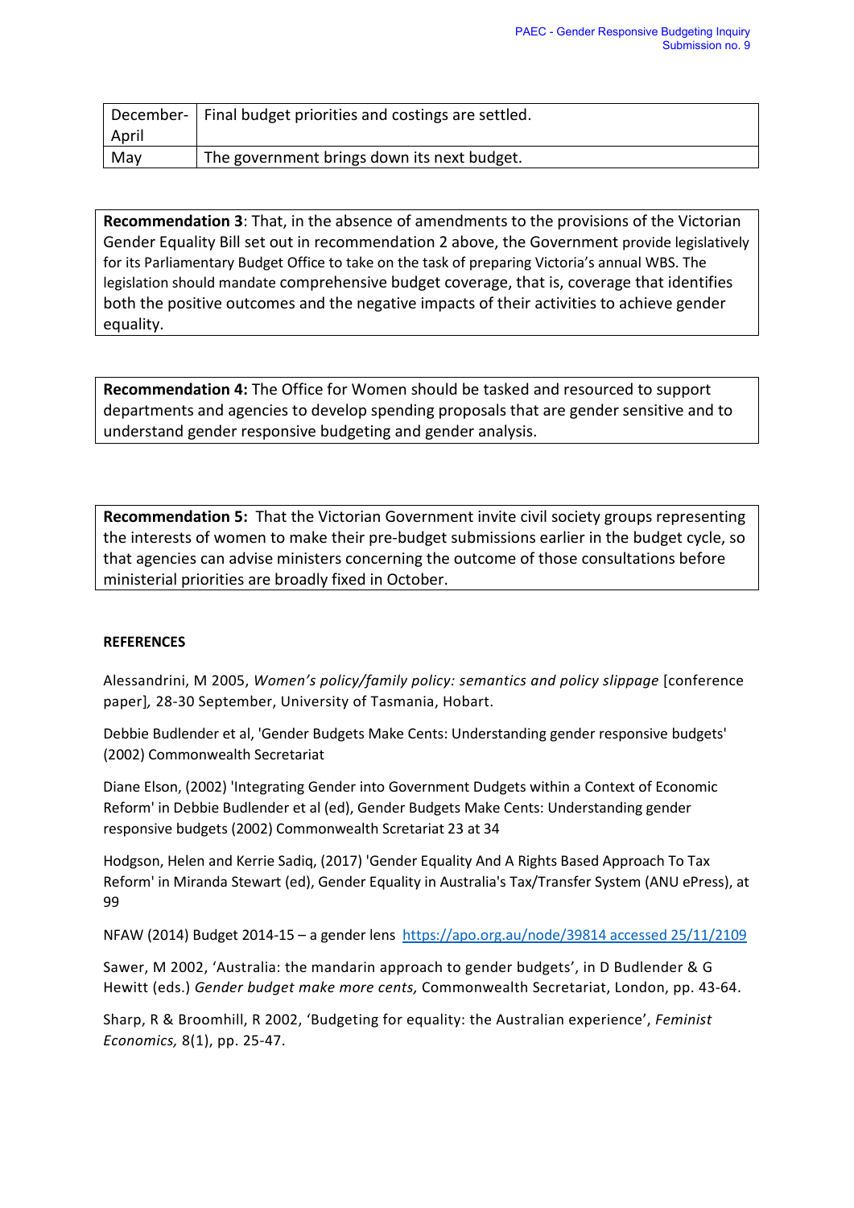| December-April | Final budget priorities and costings are settled. |
| --- | --- |
| May | The government brings down its next budget. |

**Recommendation 3**: That, in the absence of amendments to the provisions of the Victorian Gender Equality Bill set out in recommendation 2 above, the Government provide legislatively for its Parliamentary Budget Office to take on the task of preparing Victoria's annual WBS. The legislation should mandate comprehensive budget coverage, that is, coverage that identifies both the positive outcomes and the negative impacts of their activities to achieve gender equality.

**Recommendation 4:** The Office for Women should be tasked and resourced to support departments and agencies to develop spending proposals that are gender sensitive and to understand gender responsive budgeting and gender analysis.

**Recommendation 5:** That the Victorian Government invite civil society groups representing the interests of women to make their pre-budget submissions earlier in the budget cycle, so that agencies can advise ministers concerning the outcome of those consultations before ministerial priorities are broadly fixed in October.

**REFERENCES**

Alessandrini, M 2005, *Women's policy/family policy: semantics and policy slippage* [conference paper]*,* 28-30 September, University of Tasmania, Hobart.

Debbie Budlender et al, 'Gender Budgets Make Cents: Understanding gender responsive budgets' (2002) Commonwealth Secretariat

Diane Elson, (2002) 'Integrating Gender into Government Dudgets within a Context of Economic Reform' in Debbie Budlender et al (ed), Gender Budgets Make Cents: Understanding gender responsive budgets (2002) Commonwealth Scretariat 23 at 34

Hodgson, Helen and Kerrie Sadiq, (2017) 'Gender Equality And A Rights Based Approach To Tax Reform' in Miranda Stewart (ed), Gender Equality in Australia's Tax/Transfer System (ANU ePress), at 99

NFAW (2014) Budget 2014-15 – a gender lens https://apo.org.au/node/39814 accessed 25/11/2109

Sawer, M 2002, 'Australia: the mandarin approach to gender budgets', in D Budlender & G Hewitt (eds.) *Gender budget make more cents,* Commonwealth Secretariat, London, pp. 43-64.

Sharp, R & Broomhill, R 2002, 'Budgeting for equality: the Australian experience', *Feminist Economics,* 8(1), pp. 25-47.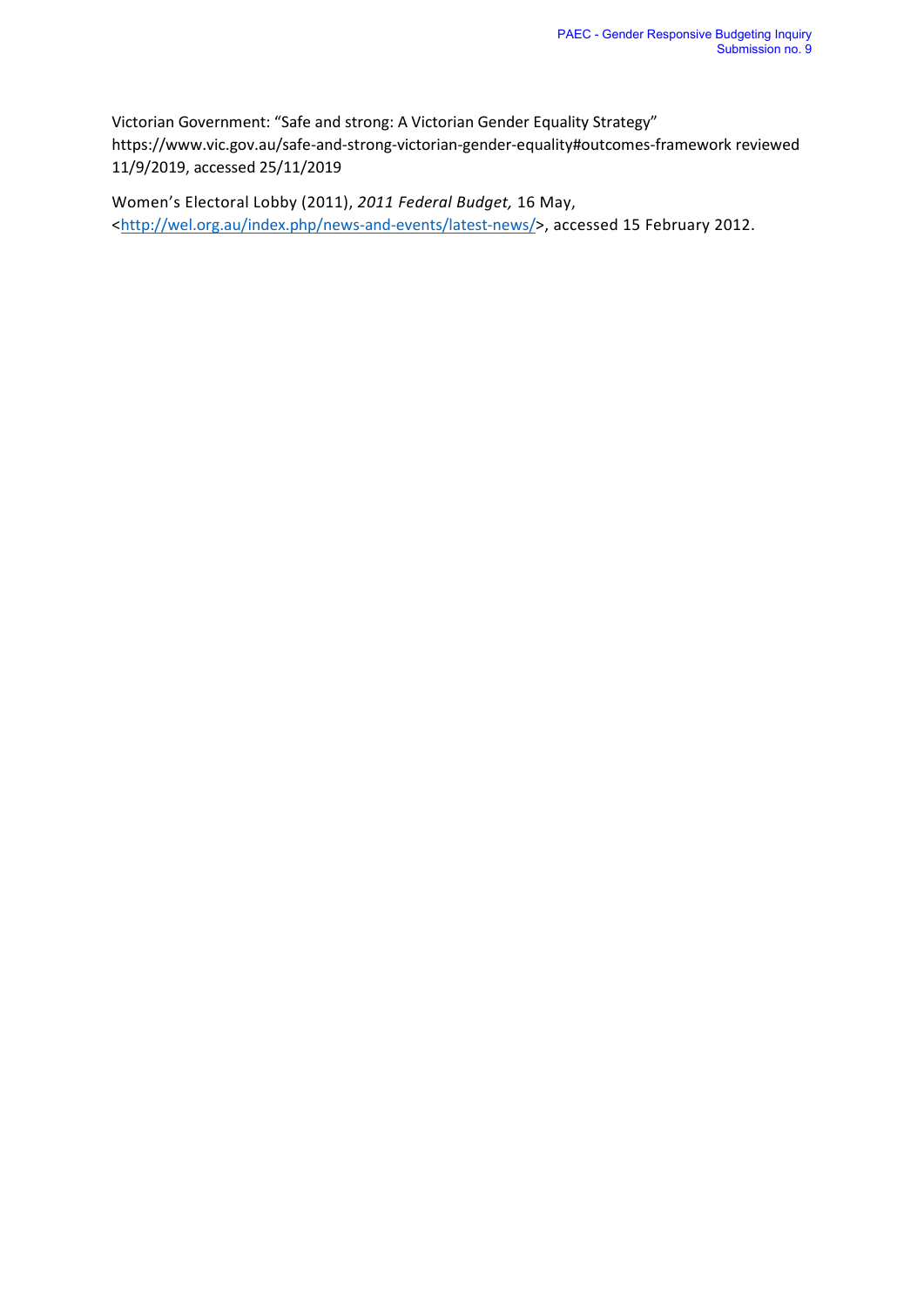Victorian Government: "Safe and strong: A Victorian Gender Equality Strategy" https://www.vic.gov.au/safe-and-strong-victorian-gender-equality#outcomes-framework reviewed 11/9/2019, accessed 25/11/2019

Women's Electoral Lobby (2011), *2011 Federal Budget,* 16 May, <http://wel.org.au/index.php/news-and-events/latest-news/>, accessed 15 February 2012.